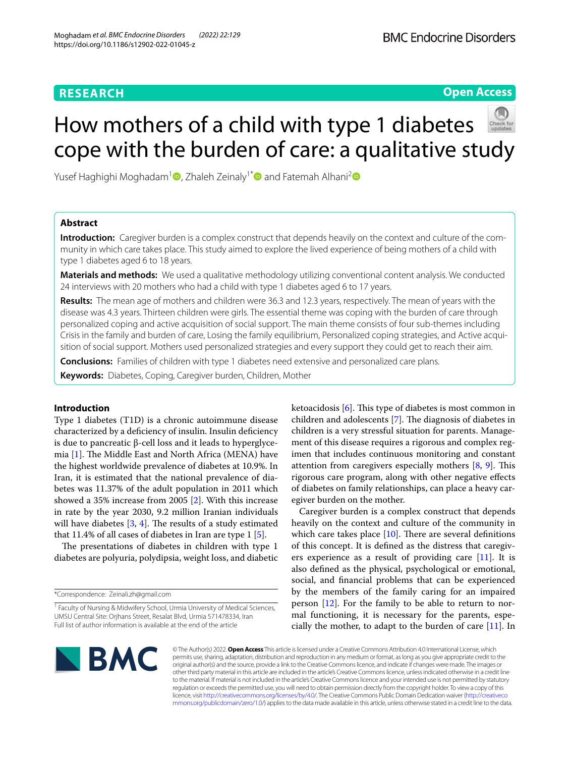RESEARCH

Open Access

# How mothers of a child with type 1 diabetes cope with the burden of care: a qualitative study

Yusef Haghighi Moghadam[1], Zhaleh Zeinaly[1*] and Fatemah Alhani[2]

## Abstract

**Introduction:** Caregiver burden is a complex construct that depends heavily on the context and culture of the community in which care takes place. This study aimed to explore the lived experience of being mothers of a child with type 1 diabetes aged 6 to 18 years.

**Materials and methods:** We used a qualitative methodology utilizing conventional content analysis. We conducted 24 interviews with 20 mothers who had a child with type 1 diabetes aged 6 to 17 years.

**Results:** The mean age of mothers and children were 36.3 and 12.3 years, respectively. The mean of years with the disease was 4.3 years. Thirteen children were girls. The essential theme was coping with the burden of care through personalized coping and active acquisition of social support. The main theme consists of four sub-themes including Crisis in the family and burden of care, Losing the family equilibrium, Personalized coping strategies, and Active acquisition of social support. Mothers used personalized strategies and every support they could get to reach their aim.

**Conclusions:** Families of children with type 1 diabetes need extensive and personalized care plans.

**Keywords:** Diabetes, Coping, Caregiver burden, Children, Mother

## Introduction

Type 1 diabetes (T1D) is a chronic autoimmune disease characterized by a deficiency of insulin. Insulin deficiency is due to pancreatic β-cell loss and it leads to hyperglycemia [1]. The Middle East and North Africa (MENA) have the highest worldwide prevalence of diabetes at 10.9%. In Iran, it is estimated that the national prevalence of diabetes was 11.37% of the adult population in 2011 which showed a 35% increase from 2005 [2]. With this increase in rate by the year 2030, 9.2 million Iranian individuals will have diabetes [3, 4]. The results of a study estimated that 11.4% of all cases of diabetes in Iran are type 1 [5].

The presentations of diabetes in children with type 1 diabetes are polyuria, polydipsia, weight loss, and diabetic ketoacidosis [6]. This type of diabetes is most common in children and adolescents [7]. The diagnosis of diabetes in children is a very stressful situation for parents. Management of this disease requires a rigorous and complex regimen that includes continuous monitoring and constant attention from caregivers especially mothers [8, 9]. This rigorous care program, along with other negative effects of diabetes on family relationships, can place a heavy caregiver burden on the mother.

Caregiver burden is a complex construct that depends heavily on the context and culture of the community in which care takes place [10]. There are several definitions of this concept. It is defined as the distress that caregivers experience as a result of providing care [11]. It is also defined as the physical, psychological or emotional, social, and financial problems that can be experienced by the members of the family caring for an impaired person [12]. For the family to be able to return to normal functioning, it is necessary for the parents, especially the mother, to adapt to the burden of care [11]. In

*Correspondence: Zeinali.zh@gmail.com

[1] Faculty of Nursing & Midwifery School, Urmia University of Medical Sciences, UMSU Central Site: Orjhans Street, Resalat Blvd, Urmia 571478334, Iran
Full list of author information is available at the end of the article

© The Author(s) 2022. **Open Access** This article is licensed under a Creative Commons Attribution 4.0 International License, which permits use, sharing, adaptation, distribution and reproduction in any medium or format, as long as you give appropriate credit to the original author(s) and the source, provide a link to the Creative Commons licence, and indicate if changes were made. The images or other third party material in this article are included in the article's Creative Commons licence, unless indicated otherwise in a credit line to the material. If material is not included in the article's Creative Commons licence and your intended use is not permitted by statutory regulation or exceeds the permitted use, you will need to obtain permission directly from the copyright holder. To view a copy of this licence, visit http://creativecommons.org/licenses/by/4.0/. The Creative Commons Public Domain Dedication waiver (http://creativecommons.org/publicdomain/zero/1.0/) applies to the data made available in this article, unless otherwise stated in a credit line to the data.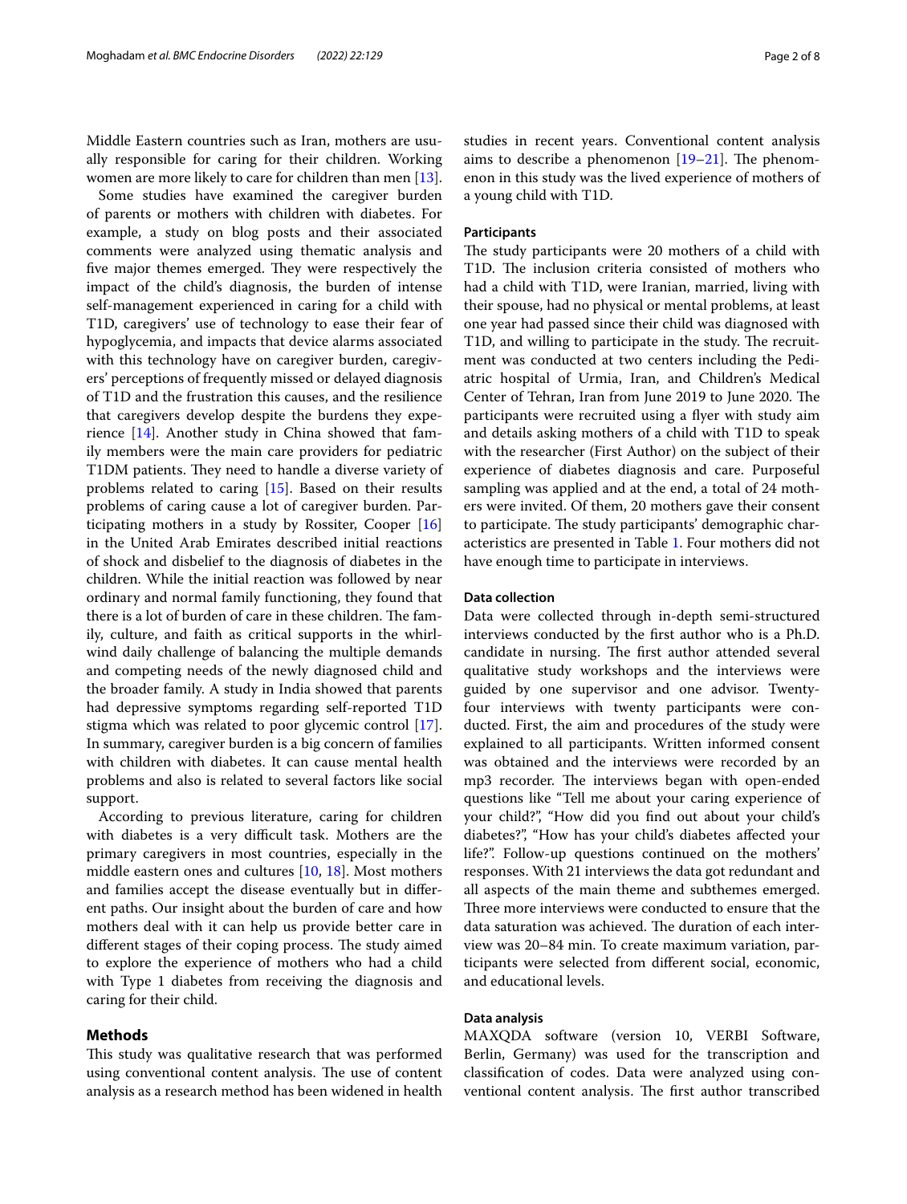Middle Eastern countries such as Iran, mothers are usually responsible for caring for their children. Working women are more likely to care for children than men [13].

Some studies have examined the caregiver burden of parents or mothers with children with diabetes. For example, a study on blog posts and their associated comments were analyzed using thematic analysis and five major themes emerged. They were respectively the impact of the child's diagnosis, the burden of intense self-management experienced in caring for a child with T1D, caregivers' use of technology to ease their fear of hypoglycemia, and impacts that device alarms associated with this technology have on caregiver burden, caregivers' perceptions of frequently missed or delayed diagnosis of T1D and the frustration this causes, and the resilience that caregivers develop despite the burdens they experience [14]. Another study in China showed that family members were the main care providers for pediatric T1DM patients. They need to handle a diverse variety of problems related to caring [15]. Based on their results problems of caring cause a lot of caregiver burden. Participating mothers in a study by Rossiter, Cooper [16] in the United Arab Emirates described initial reactions of shock and disbelief to the diagnosis of diabetes in the children. While the initial reaction was followed by near ordinary and normal family functioning, they found that there is a lot of burden of care in these children. The family, culture, and faith as critical supports in the whirlwind daily challenge of balancing the multiple demands and competing needs of the newly diagnosed child and the broader family. A study in India showed that parents had depressive symptoms regarding self-reported T1D stigma which was related to poor glycemic control [17]. In summary, caregiver burden is a big concern of families with children with diabetes. It can cause mental health problems and also is related to several factors like social support.

According to previous literature, caring for children with diabetes is a very difficult task. Mothers are the primary caregivers in most countries, especially in the middle eastern ones and cultures [10, 18]. Most mothers and families accept the disease eventually but in different paths. Our insight about the burden of care and how mothers deal with it can help us provide better care in different stages of their coping process. The study aimed to explore the experience of mothers who had a child with Type 1 diabetes from receiving the diagnosis and caring for their child.

## Methods

This study was qualitative research that was performed using conventional content analysis. The use of content analysis as a research method has been widened in health studies in recent years. Conventional content analysis aims to describe a phenomenon [19–21]. The phenomenon in this study was the lived experience of mothers of a young child with T1D.

### Participants

The study participants were 20 mothers of a child with T1D. The inclusion criteria consisted of mothers who had a child with T1D, were Iranian, married, living with their spouse, had no physical or mental problems, at least one year had passed since their child was diagnosed with T1D, and willing to participate in the study. The recruitment was conducted at two centers including the Pediatric hospital of Urmia, Iran, and Children's Medical Center of Tehran, Iran from June 2019 to June 2020. The participants were recruited using a flyer with study aim and details asking mothers of a child with T1D to speak with the researcher (First Author) on the subject of their experience of diabetes diagnosis and care. Purposeful sampling was applied and at the end, a total of 24 mothers were invited. Of them, 20 mothers gave their consent to participate. The study participants' demographic characteristics are presented in Table 1. Four mothers did not have enough time to participate in interviews.

### Data collection

Data were collected through in-depth semi-structured interviews conducted by the first author who is a Ph.D. candidate in nursing. The first author attended several qualitative study workshops and the interviews were guided by one supervisor and one advisor. Twenty-four interviews with twenty participants were conducted. First, the aim and procedures of the study were explained to all participants. Written informed consent was obtained and the interviews were recorded by an mp3 recorder. The interviews began with open-ended questions like "Tell me about your caring experience of your child?", "How did you find out about your child's diabetes?", "How has your child's diabetes affected your life?". Follow-up questions continued on the mothers' responses. With 21 interviews the data got redundant and all aspects of the main theme and subthemes emerged. Three more interviews were conducted to ensure that the data saturation was achieved. The duration of each interview was 20–84 min. To create maximum variation, participants were selected from different social, economic, and educational levels.

### Data analysis

MAXQDA software (version 10, VERBI Software, Berlin, Germany) was used for the transcription and classification of codes. Data were analyzed using conventional content analysis. The first author transcribed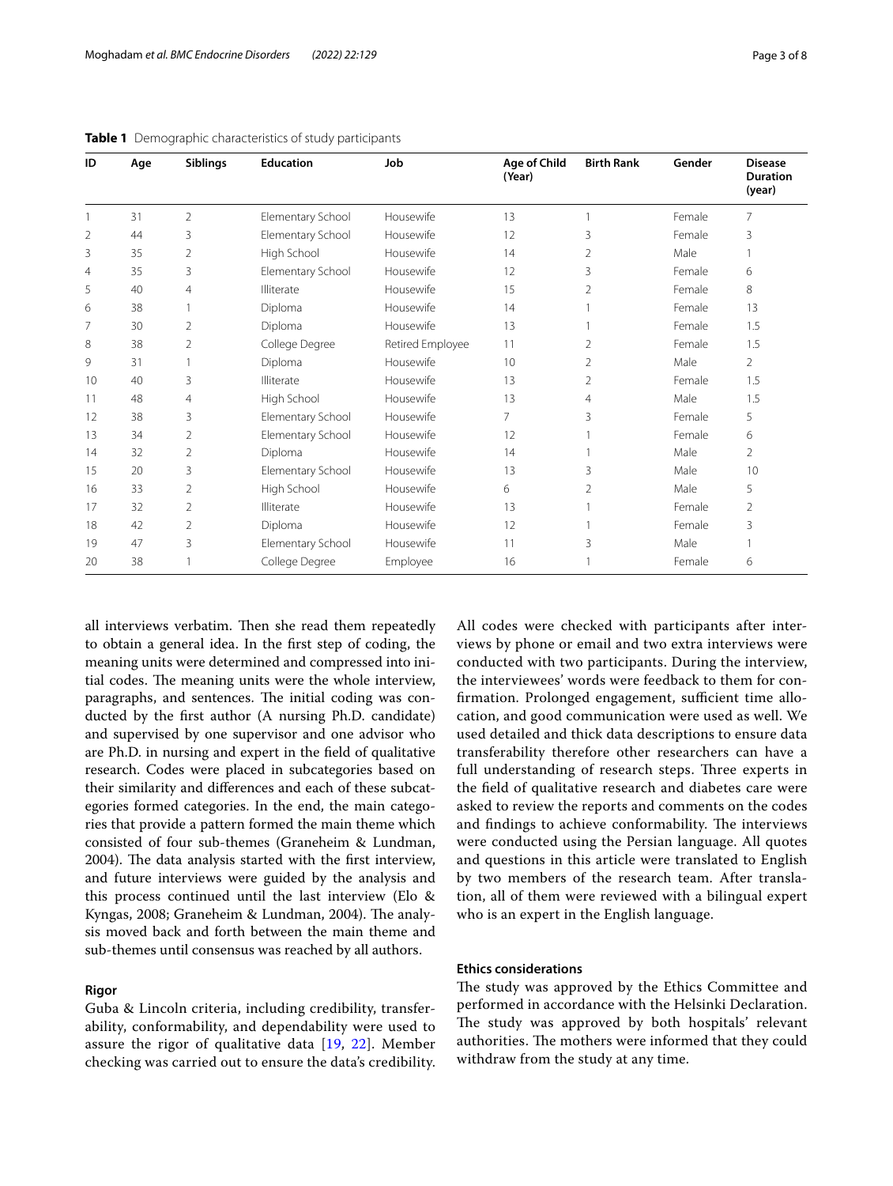**Table 1** Demographic characteristics of study participants

| ID | Age | Siblings | Education | Job | Age of Child (Year) | Birth Rank | Gender | Disease Duration (year) |
|---|---|---|---|---|---|---|---|---|
| 1 | 31 | 2 | Elementary School | Housewife | 13 | 1 | Female | 7 |
| 2 | 44 | 3 | Elementary School | Housewife | 12 | 3 | Female | 3 |
| 3 | 35 | 2 | High School | Housewife | 14 | 2 | Male | 1 |
| 4 | 35 | 3 | Elementary School | Housewife | 12 | 3 | Female | 6 |
| 5 | 40 | 4 | Illiterate | Housewife | 15 | 2 | Female | 8 |
| 6 | 38 | 1 | Diploma | Housewife | 14 | 1 | Female | 13 |
| 7 | 30 | 2 | Diploma | Housewife | 13 | 1 | Female | 1.5 |
| 8 | 38 | 2 | College Degree | Retired Employee | 11 | 2 | Female | 1.5 |
| 9 | 31 | 1 | Diploma | Housewife | 10 | 2 | Male | 2 |
| 10 | 40 | 3 | Illiterate | Housewife | 13 | 2 | Female | 1.5 |
| 11 | 48 | 4 | High School | Housewife | 13 | 4 | Male | 1.5 |
| 12 | 38 | 3 | Elementary School | Housewife | 7 | 3 | Female | 5 |
| 13 | 34 | 2 | Elementary School | Housewife | 12 | 1 | Female | 6 |
| 14 | 32 | 2 | Diploma | Housewife | 14 | 1 | Male | 2 |
| 15 | 20 | 3 | Elementary School | Housewife | 13 | 3 | Male | 10 |
| 16 | 33 | 2 | High School | Housewife | 6 | 2 | Male | 5 |
| 17 | 32 | 2 | Illiterate | Housewife | 13 | 1 | Female | 2 |
| 18 | 42 | 2 | Diploma | Housewife | 12 | 1 | Female | 3 |
| 19 | 47 | 3 | Elementary School | Housewife | 11 | 3 | Male | 1 |
| 20 | 38 | 1 | College Degree | Employee | 16 | 1 | Female | 6 |

all interviews verbatim. Then she read them repeatedly to obtain a general idea. In the first step of coding, the meaning units were determined and compressed into initial codes. The meaning units were the whole interview, paragraphs, and sentences. The initial coding was conducted by the first author (A nursing Ph.D. candidate) and supervised by one supervisor and one advisor who are Ph.D. in nursing and expert in the field of qualitative research. Codes were placed in subcategories based on their similarity and differences and each of these subcategories formed categories. In the end, the main categories that provide a pattern formed the main theme which consisted of four sub-themes (Graneheim & Lundman, 2004). The data analysis started with the first interview, and future interviews were guided by the analysis and this process continued until the last interview (Elo & Kyngas, 2008; Graneheim & Lundman, 2004). The analysis moved back and forth between the main theme and sub-themes until consensus was reached by all authors.

### Rigor

Guba & Lincoln criteria, including credibility, transferability, conformability, and dependability were used to assure the rigor of qualitative data [19, 22]. Member checking was carried out to ensure the data's credibility. All codes were checked with participants after interviews by phone or email and two extra interviews were conducted with two participants. During the interview, the interviewees' words were feedback to them for confirmation. Prolonged engagement, sufficient time allocation, and good communication were used as well. We used detailed and thick data descriptions to ensure data transferability therefore other researchers can have a full understanding of research steps. Three experts in the field of qualitative research and diabetes care were asked to review the reports and comments on the codes and findings to achieve conformability. The interviews were conducted using the Persian language. All quotes and questions in this article were translated to English by two members of the research team. After translation, all of them were reviewed with a bilingual expert who is an expert in the English language.

### Ethics considerations

The study was approved by the Ethics Committee and performed in accordance with the Helsinki Declaration. The study was approved by both hospitals' relevant authorities. The mothers were informed that they could withdraw from the study at any time.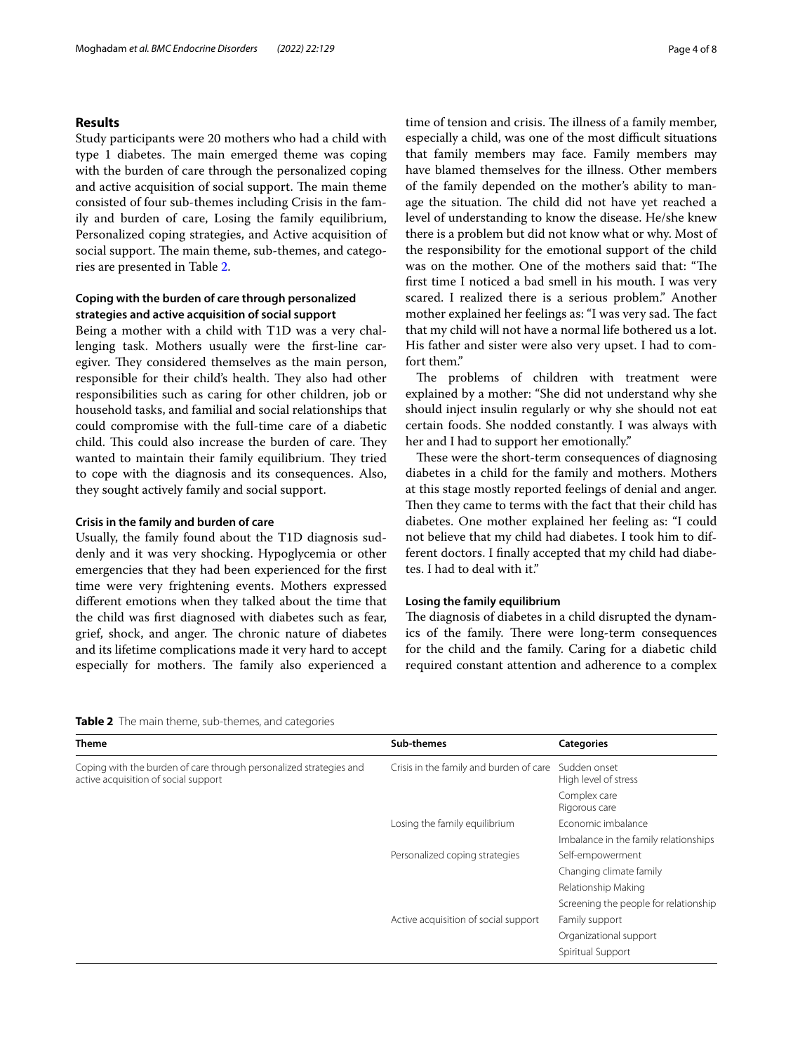## Results

Study participants were 20 mothers who had a child with type 1 diabetes. The main emerged theme was coping with the burden of care through the personalized coping and active acquisition of social support. The main theme consisted of four sub-themes including Crisis in the family and burden of care, Losing the family equilibrium, Personalized coping strategies, and Active acquisition of social support. The main theme, sub-themes, and categories are presented in Table 2.

### Coping with the burden of care through personalized strategies and active acquisition of social support

Being a mother with a child with T1D was a very challenging task. Mothers usually were the first-line caregiver. They considered themselves as the main person, responsible for their child's health. They also had other responsibilities such as caring for other children, job or household tasks, and familial and social relationships that could compromise with the full-time care of a diabetic child. This could also increase the burden of care. They wanted to maintain their family equilibrium. They tried to cope with the diagnosis and its consequences. Also, they sought actively family and social support.

### Crisis in the family and burden of care

Usually, the family found about the T1D diagnosis suddenly and it was very shocking. Hypoglycemia or other emergencies that they had been experienced for the first time were very frightening events. Mothers expressed different emotions when they talked about the time that the child was first diagnosed with diabetes such as fear, grief, shock, and anger. The chronic nature of diabetes and its lifetime complications made it very hard to accept especially for mothers. The family also experienced a time of tension and crisis. The illness of a family member, especially a child, was one of the most difficult situations that family members may face. Family members may have blamed themselves for the illness. Other members of the family depended on the mother's ability to manage the situation. The child did not have yet reached a level of understanding to know the disease. He/she knew there is a problem but did not know what or why. Most of the responsibility for the emotional support of the child was on the mother. One of the mothers said that: "The first time I noticed a bad smell in his mouth. I was very scared. I realized there is a serious problem." Another mother explained her feelings as: "I was very sad. The fact that my child will not have a normal life bothered us a lot. His father and sister were also very upset. I had to comfort them."

The problems of children with treatment were explained by a mother: "She did not understand why she should inject insulin regularly or why she should not eat certain foods. She nodded constantly. I was always with her and I had to support her emotionally."

These were the short-term consequences of diagnosing diabetes in a child for the family and mothers. Mothers at this stage mostly reported feelings of denial and anger. Then they came to terms with the fact that their child has diabetes. One mother explained her feeling as: "I could not believe that my child had diabetes. I took him to different doctors. I finally accepted that my child had diabetes. I had to deal with it."

### Losing the family equilibrium

The diagnosis of diabetes in a child disrupted the dynamics of the family. There were long-term consequences for the child and the family. Caring for a diabetic child required constant attention and adherence to a complex

**Table 2** The main theme, sub-themes, and categories

| Theme | Sub-themes | Categories |
|---|---|---|
| Coping with the burden of care through personalized strategies and active acquisition of social support | Crisis in the family and burden of care | Sudden onset<br>High level of stress |
| | | Complex care<br>Rigorous care |
| | Losing the family equilibrium | Economic imbalance |
| | | Imbalance in the family relationships |
| | Personalized coping strategies | Self-empowerment |
| | | Changing climate family |
| | | Relationship Making |
| | | Screening the people for relationship |
| | Active acquisition of social support | Family support |
| | | Organizational support |
| | | Spiritual Support |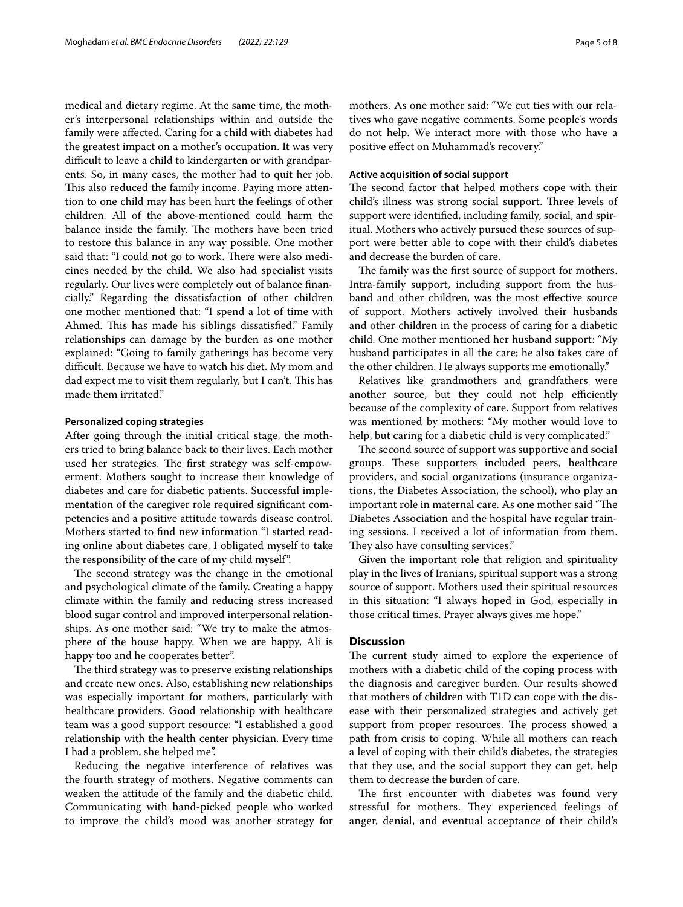medical and dietary regime. At the same time, the mother's interpersonal relationships within and outside the family were affected. Caring for a child with diabetes had the greatest impact on a mother's occupation. It was very difficult to leave a child to kindergarten or with grandparents. So, in many cases, the mother had to quit her job. This also reduced the family income. Paying more attention to one child may has been hurt the feelings of other children. All of the above-mentioned could harm the balance inside the family. The mothers have been tried to restore this balance in any way possible. One mother said that: "I could not go to work. There were also medicines needed by the child. We also had specialist visits regularly. Our lives were completely out of balance financially." Regarding the dissatisfaction of other children one mother mentioned that: "I spend a lot of time with Ahmed. This has made his siblings dissatisfied." Family relationships can damage by the burden as one mother explained: "Going to family gatherings has become very difficult. Because we have to watch his diet. My mom and dad expect me to visit them regularly, but I can't. This has made them irritated."

#### Personalized coping strategies

After going through the initial critical stage, the mothers tried to bring balance back to their lives. Each mother used her strategies. The first strategy was self-empowerment. Mothers sought to increase their knowledge of diabetes and care for diabetic patients. Successful implementation of the caregiver role required significant competencies and a positive attitude towards disease control. Mothers started to find new information "I started reading online about diabetes care, I obligated myself to take the responsibility of the care of my child myself".

The second strategy was the change in the emotional and psychological climate of the family. Creating a happy climate within the family and reducing stress increased blood sugar control and improved interpersonal relationships. As one mother said: "We try to make the atmosphere of the house happy. When we are happy, Ali is happy too and he cooperates better".

The third strategy was to preserve existing relationships and create new ones. Also, establishing new relationships was especially important for mothers, particularly with healthcare providers. Good relationship with healthcare team was a good support resource: "I established a good relationship with the health center physician. Every time I had a problem, she helped me".

Reducing the negative interference of relatives was the fourth strategy of mothers. Negative comments can weaken the attitude of the family and the diabetic child. Communicating with hand-picked people who worked to improve the child's mood was another strategy for mothers. As one mother said: "We cut ties with our relatives who gave negative comments. Some people's words do not help. We interact more with those who have a positive effect on Muhammad's recovery."

#### Active acquisition of social support

The second factor that helped mothers cope with their child's illness was strong social support. Three levels of support were identified, including family, social, and spiritual. Mothers who actively pursued these sources of support were better able to cope with their child's diabetes and decrease the burden of care.

The family was the first source of support for mothers. Intra-family support, including support from the husband and other children, was the most effective source of support. Mothers actively involved their husbands and other children in the process of caring for a diabetic child. One mother mentioned her husband support: "My husband participates in all the care; he also takes care of the other children. He always supports me emotionally."

Relatives like grandmothers and grandfathers were another source, but they could not help efficiently because of the complexity of care. Support from relatives was mentioned by mothers: "My mother would love to help, but caring for a diabetic child is very complicated."

The second source of support was supportive and social groups. These supporters included peers, healthcare providers, and social organizations (insurance organizations, the Diabetes Association, the school), who play an important role in maternal care. As one mother said "The Diabetes Association and the hospital have regular training sessions. I received a lot of information from them. They also have consulting services."

Given the important role that religion and spirituality play in the lives of Iranians, spiritual support was a strong source of support. Mothers used their spiritual resources in this situation: "I always hoped in God, especially in those critical times. Prayer always gives me hope."

## Discussion

The current study aimed to explore the experience of mothers with a diabetic child of the coping process with the diagnosis and caregiver burden. Our results showed that mothers of children with T1D can cope with the disease with their personalized strategies and actively get support from proper resources. The process showed a path from crisis to coping. While all mothers can reach a level of coping with their child's diabetes, the strategies that they use, and the social support they can get, help them to decrease the burden of care.

The first encounter with diabetes was found very stressful for mothers. They experienced feelings of anger, denial, and eventual acceptance of their child's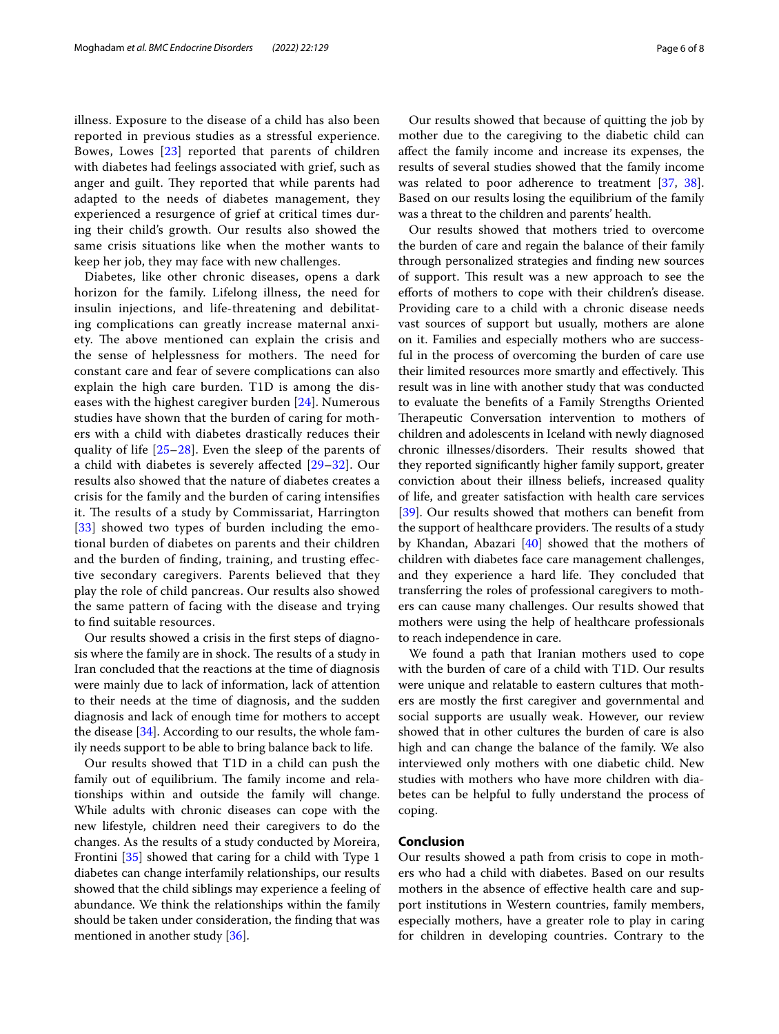illness. Exposure to the disease of a child has also been reported in previous studies as a stressful experience. Bowes, Lowes [23] reported that parents of children with diabetes had feelings associated with grief, such as anger and guilt. They reported that while parents had adapted to the needs of diabetes management, they experienced a resurgence of grief at critical times during their child's growth. Our results also showed the same crisis situations like when the mother wants to keep her job, they may face with new challenges.

Diabetes, like other chronic diseases, opens a dark horizon for the family. Lifelong illness, the need for insulin injections, and life-threatening and debilitating complications can greatly increase maternal anxiety. The above mentioned can explain the crisis and the sense of helplessness for mothers. The need for constant care and fear of severe complications can also explain the high care burden. T1D is among the diseases with the highest caregiver burden [24]. Numerous studies have shown that the burden of caring for mothers with a child with diabetes drastically reduces their quality of life [25–28]. Even the sleep of the parents of a child with diabetes is severely affected [29–32]. Our results also showed that the nature of diabetes creates a crisis for the family and the burden of caring intensifies it. The results of a study by Commissariat, Harrington [33] showed two types of burden including the emotional burden of diabetes on parents and their children and the burden of finding, training, and trusting effective secondary caregivers. Parents believed that they play the role of child pancreas. Our results also showed the same pattern of facing with the disease and trying to find suitable resources.

Our results showed a crisis in the first steps of diagnosis where the family are in shock. The results of a study in Iran concluded that the reactions at the time of diagnosis were mainly due to lack of information, lack of attention to their needs at the time of diagnosis, and the sudden diagnosis and lack of enough time for mothers to accept the disease [34]. According to our results, the whole family needs support to be able to bring balance back to life.

Our results showed that T1D in a child can push the family out of equilibrium. The family income and relationships within and outside the family will change. While adults with chronic diseases can cope with the new lifestyle, children need their caregivers to do the changes. As the results of a study conducted by Moreira, Frontini [35] showed that caring for a child with Type 1 diabetes can change interfamily relationships, our results showed that the child siblings may experience a feeling of abundance. We think the relationships within the family should be taken under consideration, the finding that was mentioned in another study [36].

Our results showed that because of quitting the job by mother due to the caregiving to the diabetic child can affect the family income and increase its expenses, the results of several studies showed that the family income was related to poor adherence to treatment [37, 38]. Based on our results losing the equilibrium of the family was a threat to the children and parents' health.

Our results showed that mothers tried to overcome the burden of care and regain the balance of their family through personalized strategies and finding new sources of support. This result was a new approach to see the efforts of mothers to cope with their children's disease. Providing care to a child with a chronic disease needs vast sources of support but usually, mothers are alone on it. Families and especially mothers who are successful in the process of overcoming the burden of care use their limited resources more smartly and effectively. This result was in line with another study that was conducted to evaluate the benefits of a Family Strengths Oriented Therapeutic Conversation intervention to mothers of children and adolescents in Iceland with newly diagnosed chronic illnesses/disorders. Their results showed that they reported significantly higher family support, greater conviction about their illness beliefs, increased quality of life, and greater satisfaction with health care services [39]. Our results showed that mothers can benefit from the support of healthcare providers. The results of a study by Khandan, Abazari [40] showed that the mothers of children with diabetes face care management challenges, and they experience a hard life. They concluded that transferring the roles of professional caregivers to mothers can cause many challenges. Our results showed that mothers were using the help of healthcare professionals to reach independence in care.

We found a path that Iranian mothers used to cope with the burden of care of a child with T1D. Our results were unique and relatable to eastern cultures that mothers are mostly the first caregiver and governmental and social supports are usually weak. However, our review showed that in other cultures the burden of care is also high and can change the balance of the family. We also interviewed only mothers with one diabetic child. New studies with mothers who have more children with diabetes can be helpful to fully understand the process of coping.

## Conclusion

Our results showed a path from crisis to cope in mothers who had a child with diabetes. Based on our results mothers in the absence of effective health care and support institutions in Western countries, family members, especially mothers, have a greater role to play in caring for children in developing countries. Contrary to the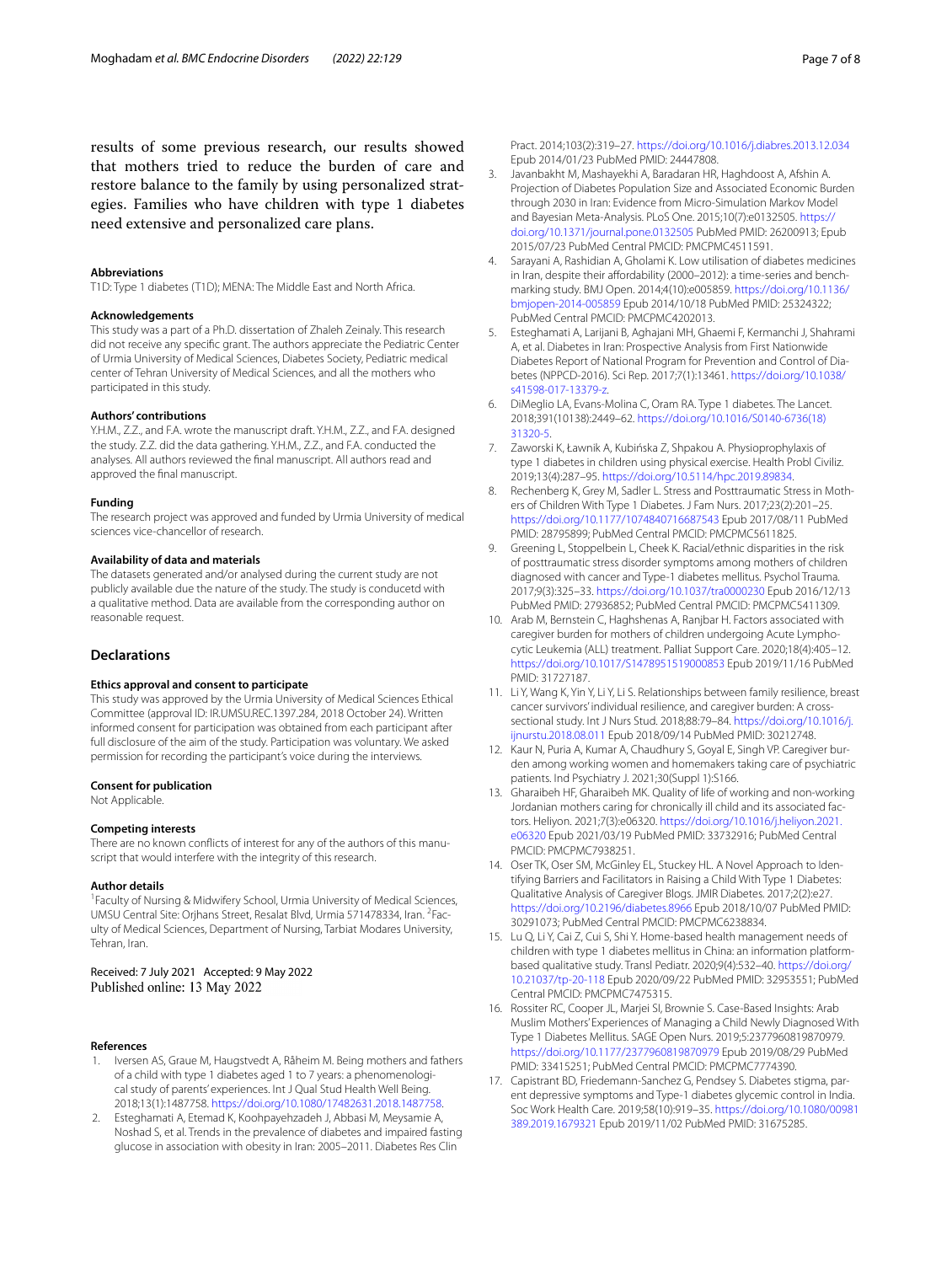results of some previous research, our results showed that mothers tried to reduce the burden of care and restore balance to the family by using personalized strategies. Families who have children with type 1 diabetes need extensive and personalized care plans.

#### Abbreviations
T1D: Type 1 diabetes (T1D); MENA: The Middle East and North Africa.

#### Acknowledgements
This study was a part of a Ph.D. dissertation of Zhaleh Zeinaly. This research did not receive any specific grant. The authors appreciate the Pediatric Center of Urmia University of Medical Sciences, Diabetes Society, Pediatric medical center of Tehran University of Medical Sciences, and all the mothers who participated in this study.

#### Authors' contributions
Y.H.M., Z.Z., and F.A. wrote the manuscript draft. Y.H.M., Z.Z., and F.A. designed the study. Z.Z. did the data gathering. Y.H.M., Z.Z., and F.A. conducted the analyses. All authors reviewed the final manuscript. All authors read and approved the final manuscript.

#### Funding
The research project was approved and funded by Urmia University of medical sciences vice-chancellor of research.

#### Availability of data and materials
The datasets generated and/or analysed during the current study are not publicly available due the nature of the study. The study is conducetd with a qualitative method. Data are available from the corresponding author on reasonable request.

## Declarations

#### Ethics approval and consent to participate
This study was approved by the Urmia University of Medical Sciences Ethical Committee (approval ID: IR.UMSU.REC.1397.284, 2018 October 24). Written informed consent for participation was obtained from each participant after full disclosure of the aim of the study. Participation was voluntary. We asked permission for recording the participant's voice during the interviews.

#### Consent for publication
Not Applicable.

#### Competing interests
There are no known conflicts of interest for any of the authors of this manuscript that would interfere with the integrity of this research.

#### Author details
[1]Faculty of Nursing & Midwifery School, Urmia University of Medical Sciences, UMSU Central Site: Orjhans Street, Resalat Blvd, Urmia 571478334, Iran. [2]Faculty of Medical Sciences, Department of Nursing, Tarbiat Modares University, Tehran, Iran.

Received: 7 July 2021 Accepted: 9 May 2022
Published online: 13 May 2022

#### References

1. Iversen AS, Graue M, Haugstvedt A, Råheim M. Being mothers and fathers of a child with type 1 diabetes aged 1 to 7 years: a phenomenological study of parents' experiences. Int J Qual Stud Health Well Being. 2018;13(1):1487758. https://doi.org/10.1080/17482631.2018.1487758.
2. Esteghamati A, Etemad K, Koohpayehzadeh J, Abbasi M, Meysamie A, Noshad S, et al. Trends in the prevalence of diabetes and impaired fasting glucose in association with obesity in Iran: 2005–2011. Diabetes Res Clin Pract. 2014;103(2):319–27. https://doi.org/10.1016/j.diabres.2013.12.034 Epub 2014/01/23 PubMed PMID: 24447808.
3. Javanbakht M, Mashayekhi A, Baradaran HR, Haghdoost A, Afshin A. Projection of Diabetes Population Size and Associated Economic Burden through 2030 in Iran: Evidence from Micro-Simulation Markov Model and Bayesian Meta-Analysis. PLoS One. 2015;10(7):e0132505. https://doi.org/10.1371/journal.pone.0132505 PubMed PMID: 26200913; Epub 2015/07/23 PubMed Central PMCID: PMCPMC4511591.
4. Sarayani A, Rashidian A, Gholami K. Low utilisation of diabetes medicines in Iran, despite their affordability (2000–2012): a time-series and benchmarking study. BMJ Open. 2014;4(10):e005859. https://doi.org/10.1136/bmjopen-2014-005859 Epub 2014/10/18 PubMed PMID: 25324322; PubMed Central PMCID: PMCPMC4202013.
5. Esteghamati A, Larijani B, Aghajani MH, Ghaemi F, Kermanchi J, Shahrami A, et al. Diabetes in Iran: Prospective Analysis from First Nationwide Diabetes Report of National Program for Prevention and Control of Diabetes (NPPCD-2016). Sci Rep. 2017;7(1):13461. https://doi.org/10.1038/s41598-017-13379-z.
6. DiMeglio LA, Evans-Molina C, Oram RA. Type 1 diabetes. The Lancet. 2018;391(10138):2449–62. https://doi.org/10.1016/S0140-6736(18)31320-5.
7. Zaworski K, Ławnik A, Kubińska Z, Shpakou A. Physioprophylaxis of type 1 diabetes in children using physical exercise. Health Probl Civiliz. 2019;13(4):287–95. https://doi.org/10.5114/hpc.2019.89834.
8. Rechenberg K, Grey M, Sadler L. Stress and Posttraumatic Stress in Mothers of Children With Type 1 Diabetes. J Fam Nurs. 2017;23(2):201–25. https://doi.org/10.1177/1074840716687543 Epub 2017/08/11 PubMed PMID: 28795899; PubMed Central PMCID: PMCPMC5611825.
9. Greening L, Stoppelbein L, Cheek K. Racial/ethnic disparities in the risk of posttraumatic stress disorder symptoms among mothers of children diagnosed with cancer and Type-1 diabetes mellitus. Psychol Trauma. 2017;9(3):325–33. https://doi.org/10.1037/tra0000230 Epub 2016/12/13 PubMed PMID: 27936852; PubMed Central PMCID: PMCPMC5411309.
10. Arab M, Bernstein C, Haghshenas A, Ranjbar H. Factors associated with caregiver burden for mothers of children undergoing Acute Lymphocytic Leukemia (ALL) treatment. Palliat Support Care. 2020;18(4):405–12. https://doi.org/10.1017/S1478951519000853 Epub 2019/11/16 PubMed PMID: 31727187.
11. Li Y, Wang K, Yin Y, Li Y, Li S. Relationships between family resilience, breast cancer survivors' individual resilience, and caregiver burden: A cross-sectional study. Int J Nurs Stud. 2018;88:79–84. https://doi.org/10.1016/j.ijnurstu.2018.08.011 Epub 2018/09/14 PubMed PMID: 30212748.
12. Kaur N, Puria A, Kumar A, Chaudhury S, Goyal E, Singh VP. Caregiver burden among working women and homemakers taking care of psychiatric patients. Ind Psychiatry J. 2021;30(Suppl 1):S166.
13. Gharaibeh HF, Gharaibeh MK. Quality of life of working and non-working Jordanian mothers caring for chronically ill child and its associated factors. Heliyon. 2021;7(3):e06320. https://doi.org/10.1016/j.heliyon.2021.e06320 Epub 2021/03/19 PubMed PMID: 33732916; PubMed Central PMCID: PMCPMC7938251.
14. Oser TK, Oser SM, McGinley EL, Stuckey HL. A Novel Approach to Identifying Barriers and Facilitators in Raising a Child With Type 1 Diabetes: Qualitative Analysis of Caregiver Blogs. JMIR Diabetes. 2017;2(2):e27. https://doi.org/10.2196/diabetes.8966 Epub 2018/10/07 PubMed PMID: 30291073; PubMed Central PMCID: PMCPMC6238834.
15. Lu Q, Li Y, Cai Z, Cui S, Shi Y. Home-based health management needs of children with type 1 diabetes mellitus in China: an information platform-based qualitative study. Transl Pediatr. 2020;9(4):532–40. https://doi.org/10.21037/tp-20-118 Epub 2020/09/22 PubMed PMID: 32953551; PubMed Central PMCID: PMCPMC7475315.
16. Rossiter RC, Cooper JL, Marjei SI, Brownie S. Case-Based Insights: Arab Muslim Mothers' Experiences of Managing a Child Newly Diagnosed With Type 1 Diabetes Mellitus. SAGE Open Nurs. 2019;5:2377960819870979. https://doi.org/10.1177/2377960819870979 Epub 2019/08/29 PubMed PMID: 33415251; PubMed Central PMCID: PMCPMC7774390.
17. Capistrant BD, Friedemann-Sanchez G, Pendsey S. Diabetes stigma, parent depressive symptoms and Type-1 diabetes glycemic control in India. Soc Work Health Care. 2019;58(10):919–35. https://doi.org/10.1080/00981389.2019.1679321 Epub 2019/11/02 PubMed PMID: 31675285.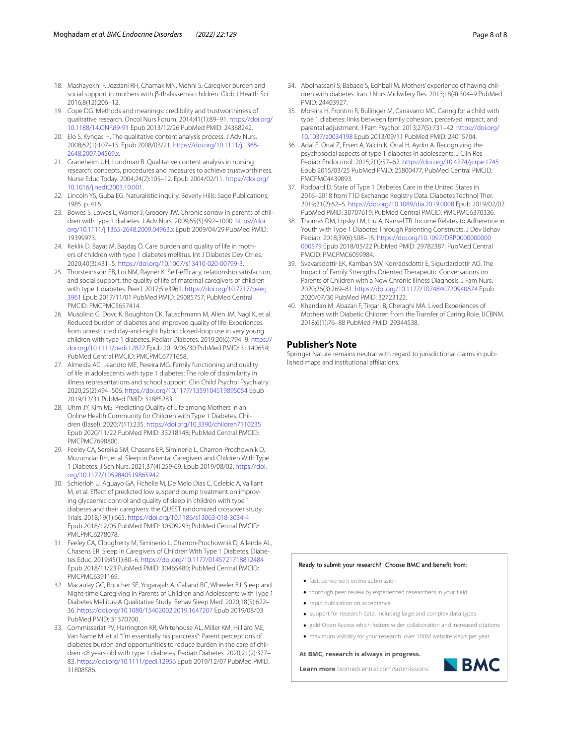18. Mashayekhi F, Jozdani RH, Chamak MN, Mehni S. Caregiver burden and social support in mothers with β-thalassemia children. Glob J Health Sci. 2016;8(12):206–12.
19. Cope DG. Methods and meanings: credibility and trustworthiness of qualitative research. Oncol Nurs Forum. 2014;41(1):89–91. https://doi.org/10.1188/14.ONF.89-91 Epub 2013/12/26 PubMed PMID: 24368242.
20. Elo S, Kyngas H. The qualitative content analysis process. J Adv Nurs. 2008;62(1):107–15. Epub 2008/03/21. https://doi.org/10.1111/j.1365-2648.2007.04569.x.
21. Graneheim UH, Lundman B. Qualitative content analysis in nursing research: concepts, procedures and measures to achieve trustworthiness. Nurse Educ Today. 2004;24(2):105–12. Epub 2004/02/11. https://doi.org/10.1016/j.nedt.2003.10.001.
22. Lincoln YS, Guba EG. Naturalistic inquiry. Beverly Hills: Sage Publications; 1985. p. 416.
23. Bowes S, Lowes L, Warner J, Gregory JW. Chronic sorrow in parents of children with type 1 diabetes. J Adv Nurs. 2009;65(5):992–1000. https://doi.org/10.1111/j.1365-2648.2009.04963.x Epub 2009/04/29 PubMed PMID: 19399973.
24. Keklik D, Bayat M, Başdaş Ö. Care burden and quality of life in mothers of children with type 1 diabetes mellitus. Int J Diabetes Dev Ctries. 2020;40(3):431–5. https://doi.org/10.1007/s13410-020-00799-3.
25. Thorsteinsson EB, Loi NM, Rayner K. Self-efficacy, relationship satisfaction, and social support: the quality of life of maternal caregivers of children with type 1 diabetes. PeerJ. 2017;5:e3961. https://doi.org/10.7717/peerj.3961 Epub 2017/11/01 PubMed PMID: 29085757; PubMed Central PMCID: PMCPMC5657414.
26. Musolino G, Dovc K, Boughton CK, Tauschmann M, Allen JM, Nagl K, et al. Reduced burden of diabetes and improved quality of life: Experiences from unrestricted day-and-night hybrid closed-loop use in very young children with type 1 diabetes. Pediatr Diabetes. 2019;20(6):794–9. https://doi.org/10.1111/pedi.12872 Epub 2019/05/30 PubMed PMID: 31140654; PubMed Central PMCID: PMCPMC6771658.
27. Almeida AC, Leandro ME, Pereira MG. Family functioning and quality of life in adolescents with type 1 diabetes: The role of dissimilarity in illness representations and school support. Clin Child Psychol Psychiatry. 2020;25(2):494–506. https://doi.org/10.1177/1359104519895054 Epub 2019/12/31 PubMed PMID: 31885283.
28. Uhm JY, Kim MS. Predicting Quality of Life among Mothers in an Online Health Community for Children with Type 1 Diabetes. Children (Basel). 2020;7(11):235. https://doi.org/10.3390/children7110235 Epub 2020/11/22 PubMed PMID: 33218148; PubMed Central PMCID: PMCPMC7698800.
29. Feeley CA, Sereika SM, Chasens ER, Siminerio L, Charron-Prochownik D, Muzumdar RH, et al. Sleep in Parental Caregivers and Children With Type 1 Diabetes. J Sch Nurs. 2021;37(4):259-69. Epub 2019/08/02. https://doi.org/10.1177/1059840519865942.
30. Schierloh U, Aguayo GA, Fichelle M, De Melo Dias C, Celebic A, Vaillant M, et al. Effect of predicted low suspend pump treatment on improving glycaemic control and quality of sleep in children with type 1 diabetes and their caregivers: the QUEST randomized crossover study. Trials. 2018;19(1):665. https://doi.org/10.1186/s13063-018-3034-4 Epub 2018/12/05 PubMed PMID: 30509293; PubMed Central PMCID: PMCPMC6278078.
31. Feeley CA, Clougherty M, Siminerio L, Charron-Prochownik D, Allende AL, Chasens ER. Sleep in Caregivers of Children With Type 1 Diabetes. Diabetes Educ. 2019;45(1):80–6. https://doi.org/10.1177/0145721718812484 Epub 2018/11/23 PubMed PMID: 30465480; PubMed Central PMCID: PMCPMC6391169.
32. Macaulay GC, Boucher SE, Yogarajah A, Galland BC, Wheeler BJ. Sleep and Night-time Caregiving in Parents of Children and Adolescents with Type 1 Diabetes Mellitus-A Qualitative Study. Behav Sleep Med. 2020;18(5):622–36. https://doi.org/10.1080/15402002.2019.1647207 Epub 2019/08/03 PubMed PMID: 31370700.
33. Commissariat PV, Harrington KR, Whitehouse AL, Miller KM, Hilliard ME, Van Name M, et al. "I'm essentially his pancreas": Parent perceptions of diabetes burden and opportunities to reduce burden in the care of children <8 years old with type 1 diabetes. Pediatr Diabetes. 2020;21(2):377–83. https://doi.org/10.1111/pedi.12956 Epub 2019/12/07 PubMed PMID: 31808586.
34. Abolhassani S, Babaee S, Eghbali M. Mothers' experience of having children with diabetes. Iran J Nurs Midwifery Res. 2013;18(4):304–9 PubMed PMID: 24403927.
35. Moreira H, Frontini R, Bullinger M, Canavarro MC. Caring for a child with type 1 diabetes: links between family cohesion, perceived impact, and parental adjustment. J Fam Psychol. 2013;27(5):731–42. https://doi.org/10.1037/a0034198 Epub 2013/09/11 PubMed PMID: 24015704.
36. Adal E, Onal Z, Ersen A, Yalcin K, Onal H, Aydin A. Recognizing the psychosocial aspects of type 1 diabetes in adolescents. J Clin Res Pediatr Endocrinol. 2015;7(1):57–62. https://doi.org/10.4274/jcrpe.1745 Epub 2015/03/25 PubMed PMID: 25800477; PubMed Central PMCID: PMCPMC4439893.
37. Rodbard D. State of Type 1 Diabetes Care in the United States in 2016–2018 from T1D Exchange Registry Data. Diabetes Technol Ther. 2019;21(2):62–5. https://doi.org/10.1089/dia.2019.0008 Epub 2019/02/02 PubMed PMID: 30707619; PubMed Central PMCID: PMCPMC6370336.
38. Thomas DM, Lipsky LM, Liu A, Nansel TR. Income Relates to Adherence in Youth with Type 1 Diabetes Through Parenting Constructs. J Dev Behav Pediatr. 2018;39(6):508–15. https://doi.org/10.1097/DBP.0000000000000579 Epub 2018/05/22 PubMed PMID: 29782387; PubMed Central PMCID: PMCPMC6059984.
39. Svavarsdottir EK, Kamban SW, Konradsdottir E, Sigurdardottir AO. The Impact of Family Strengths Oriented Therapeutic Conversations on Parents of Children with a New Chronic Illness Diagnosis. J Fam Nurs. 2020;26(3):269–81. https://doi.org/10.1177/1074840720940674 Epub 2020/07/30 PubMed PMID: 32723122.
40. Khandan M, Abazari F, Tirgari B, Cheraghi MA. Lived Experiences of Mothers with Diabetic Children from the Transfer of Caring Role. IJCBNM. 2018;6(1):76–88 PubMed PMID: 29344538.

## Publisher's Note

Springer Nature remains neutral with regard to jurisdictional claims in published maps and institutional affiliations.

Ready to submit your research? Choose BMC and benefit from:

- fast, convenient online submission
- thorough peer review by experienced researchers in your field
- rapid publication on acceptance
- support for research data, including large and complex data types
- gold Open Access which fosters wider collaboration and increased citations
- maximum visibility for your research: over 100M website views per year

**At BMC, research is always in progress.**

**Learn more** biomedcentral.com/submissions

BMC